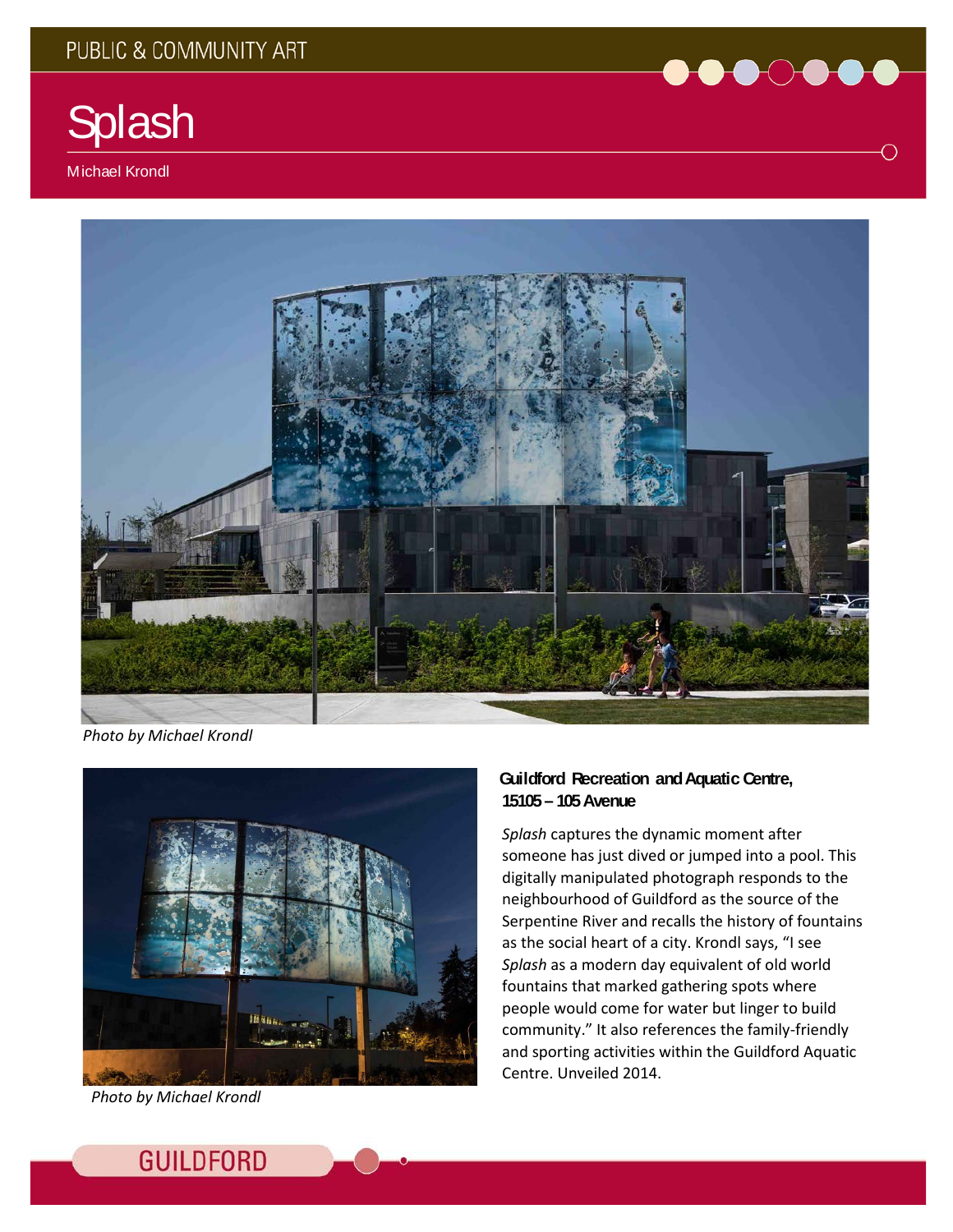PUBLIC & COMMUNITY ART

# Splash

Michael Krondl

*Photo by Michael Krondl*

*Photo by Michael Krondl*

**Guildford Recreation and Aquatic Centre, 15105 – 105 Avenue**

*Splash* captures the dynamic moment after someone has just dived or jumped into a pool. This digitally manipulated photograph responds to the neighbourhood of Guildford as the source of the Serpentine River and recalls the history of fountains as the social heart of a city. Krondl says, "I see *Splash* as a modern day equivalent of old world fountains that marked gathering spots where people would come for water but linger to build community." It also references the family-friendly and sporting activities within the Guildford Aquatic Centre. Unveiled 2014.

GUILDFORD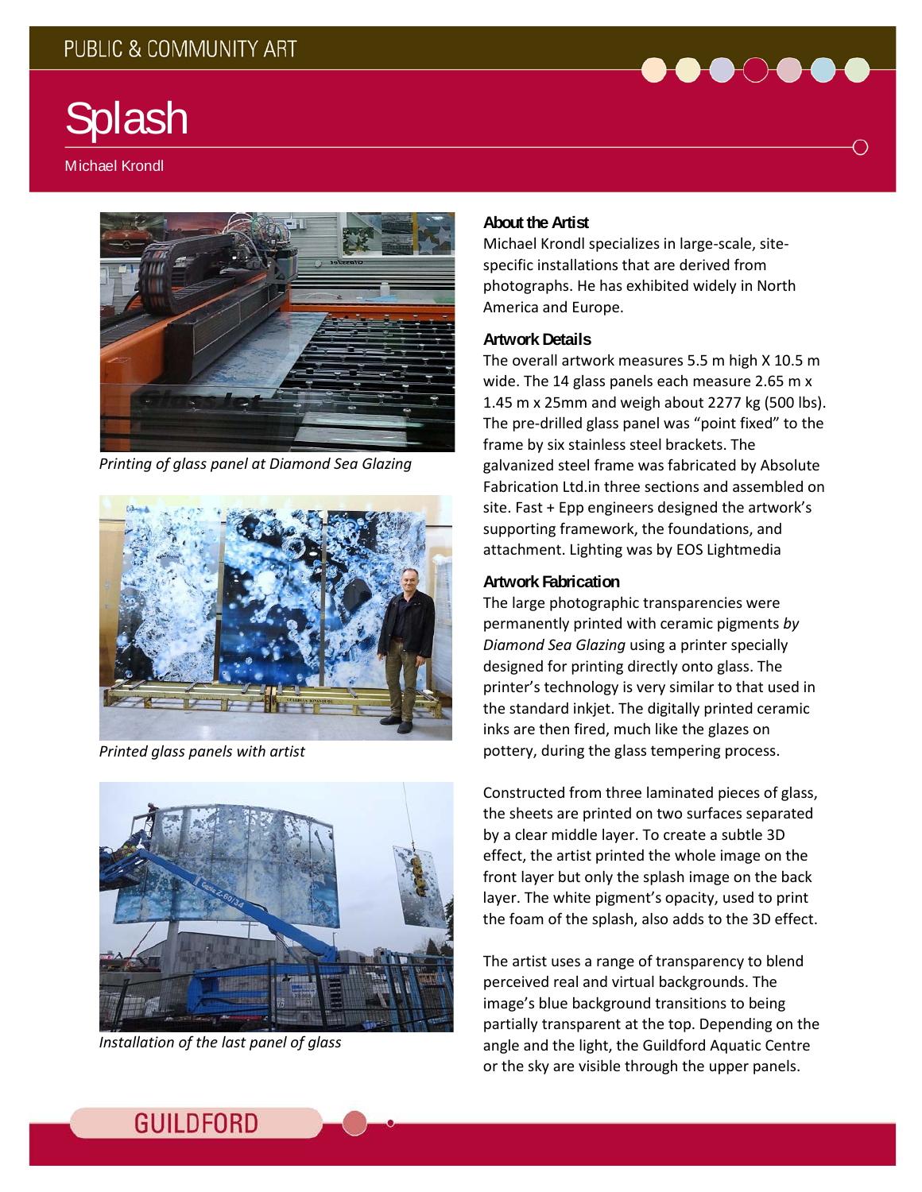# Splash

Michael Krondl

Printing of glass panel at Diamond Sea Glazing

Printed glass panels with artist

Installation of the last panel of glass

### About the Artist

Michael Krondl specializes in large-scale, site-specific installations that are derived from photographs. He has exhibited widely in North America and Europe.

### Artwork Details

The overall artwork measures 5.5 m high X 10.5 m wide. The 14 glass panels each measure 2.65 m x 1.45 m x 25mm and weigh about 2277 kg (500 lbs). The pre-drilled glass panel was "point fixed" to the frame by six stainless steel brackets. The galvanized steel frame was fabricated by Absolute Fabrication Ltd.in three sections and assembled on site. Fast + Epp engineers designed the artwork's supporting framework, the foundations, and attachment. Lighting was by EOS Lightmedia

### Artwork Fabrication

The large photographic transparencies were permanently printed with ceramic pigments *by Diamond Sea Glazing* using a printer specially designed for printing directly onto glass. The printer's technology is very similar to that used in the standard inkjet. The digitally printed ceramic inks are then fired, much like the glazes on pottery, during the glass tempering process.

Constructed from three laminated pieces of glass, the sheets are printed on two surfaces separated by a clear middle layer. To create a subtle 3D effect, the artist printed the whole image on the front layer but only the splash image on the back layer. The white pigment's opacity, used to print the foam of the splash, also adds to the 3D effect.

The artist uses a range of transparency to blend perceived real and virtual backgrounds. The image's blue background transitions to being partially transparent at the top. Depending on the angle and the light, the Guildford Aquatic Centre or the sky are visible through the upper panels.